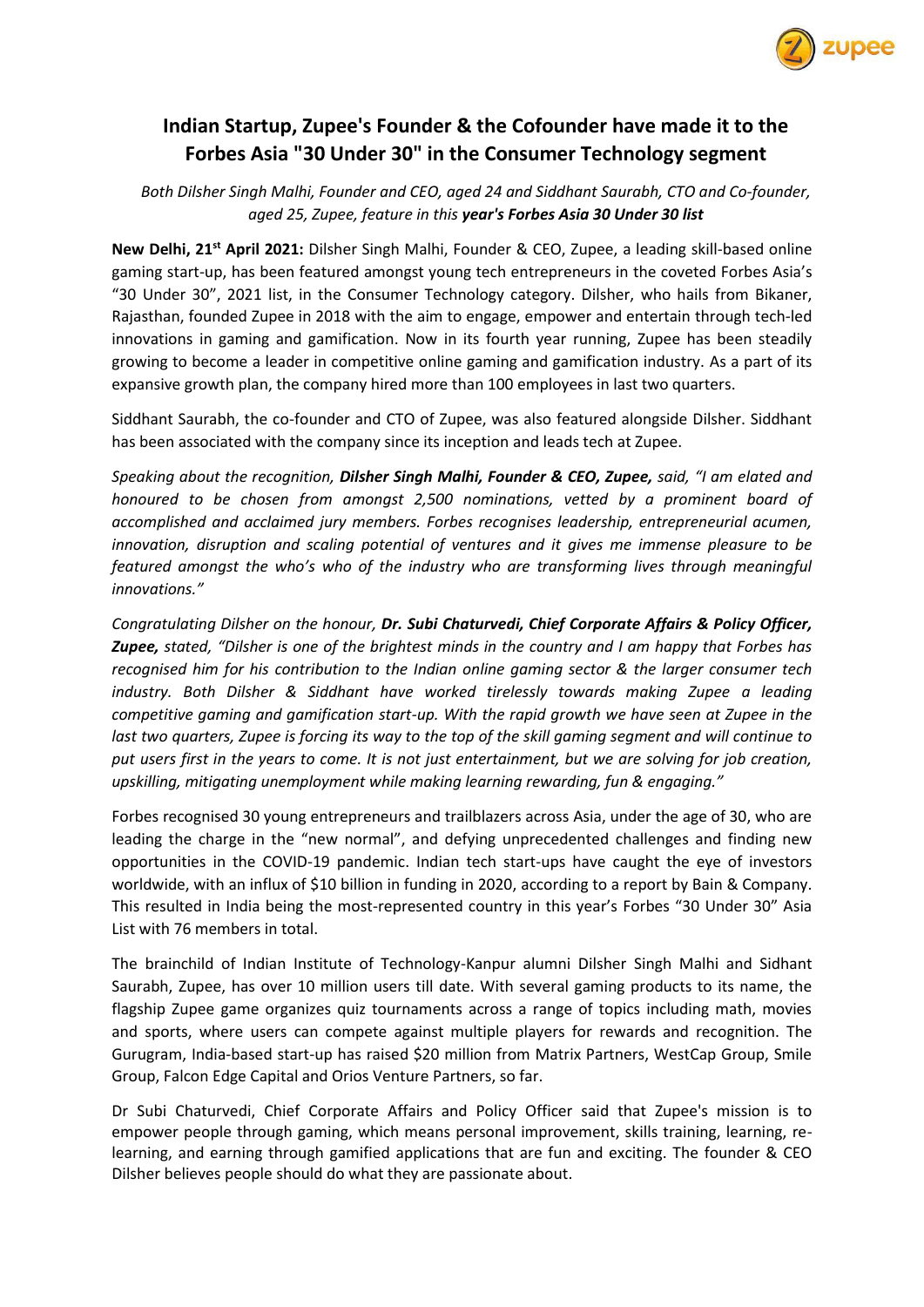# Indian Startup, Zupee's Founder & the Cofounder have made it to the Forbes Asia "30 Under 30" in the Consumer Technology segment

*Both Dilsher Singh Malhi, Founder and CEO, aged 24 and Siddhant Saurabh, CTO and Co-founder, aged 25, Zupee, feature in this **year's Forbes Asia 30 Under 30 list***

**New Delhi, 21st April 2021:** Dilsher Singh Malhi, Founder & CEO, Zupee, a leading skill-based online gaming start-up, has been featured amongst young tech entrepreneurs in the coveted Forbes Asia's "30 Under 30", 2021 list, in the Consumer Technology category. Dilsher, who hails from Bikaner, Rajasthan, founded Zupee in 2018 with the aim to engage, empower and entertain through tech-led innovations in gaming and gamification. Now in its fourth year running, Zupee has been steadily growing to become a leader in competitive online gaming and gamification industry. As a part of its expansive growth plan, the company hired more than 100 employees in last two quarters.

Siddhant Saurabh, the co-founder and CTO of Zupee, was also featured alongside Dilsher. Siddhant has been associated with the company since its inception and leads tech at Zupee.

*Speaking about the recognition, **Dilsher Singh Malhi, Founder & CEO, Zupee,** said, "I am elated and honoured to be chosen from amongst 2,500 nominations, vetted by a prominent board of accomplished and acclaimed jury members. Forbes recognises leadership, entrepreneurial acumen, innovation, disruption and scaling potential of ventures and it gives me immense pleasure to be featured amongst the who's who of the industry who are transforming lives through meaningful innovations."*

*Congratulating Dilsher on the honour, **Dr. Subi Chaturvedi, Chief Corporate Affairs & Policy Officer, Zupee,** stated, "Dilsher is one of the brightest minds in the country and I am happy that Forbes has recognised him for his contribution to the Indian online gaming sector & the larger consumer tech industry. Both Dilsher & Siddhant have worked tirelessly towards making Zupee a leading competitive gaming and gamification start-up. With the rapid growth we have seen at Zupee in the last two quarters, Zupee is forcing its way to the top of the skill gaming segment and will continue to put users first in the years to come. It is not just entertainment, but we are solving for job creation, upskilling, mitigating unemployment while making learning rewarding, fun & engaging."*

Forbes recognised 30 young entrepreneurs and trailblazers across Asia, under the age of 30, who are leading the charge in the "new normal", and defying unprecedented challenges and finding new opportunities in the COVID-19 pandemic. Indian tech start-ups have caught the eye of investors worldwide, with an influx of $10 billion in funding in 2020, according to a report by Bain & Company. This resulted in India being the most-represented country in this year's Forbes "30 Under 30" Asia List with 76 members in total.

The brainchild of Indian Institute of Technology-Kanpur alumni Dilsher Singh Malhi and Sidhant Saurabh, Zupee, has over 10 million users till date. With several gaming products to its name, the flagship Zupee game organizes quiz tournaments across a range of topics including math, movies and sports, where users can compete against multiple players for rewards and recognition. The Gurugram, India-based start-up has raised $20 million from Matrix Partners, WestCap Group, Smile Group, Falcon Edge Capital and Orios Venture Partners, so far.

Dr Subi Chaturvedi, Chief Corporate Affairs and Policy Officer said that Zupee's mission is to empower people through gaming, which means personal improvement, skills training, learning, re-learning, and earning through gamified applications that are fun and exciting. The founder & CEO Dilsher believes people should do what they are passionate about.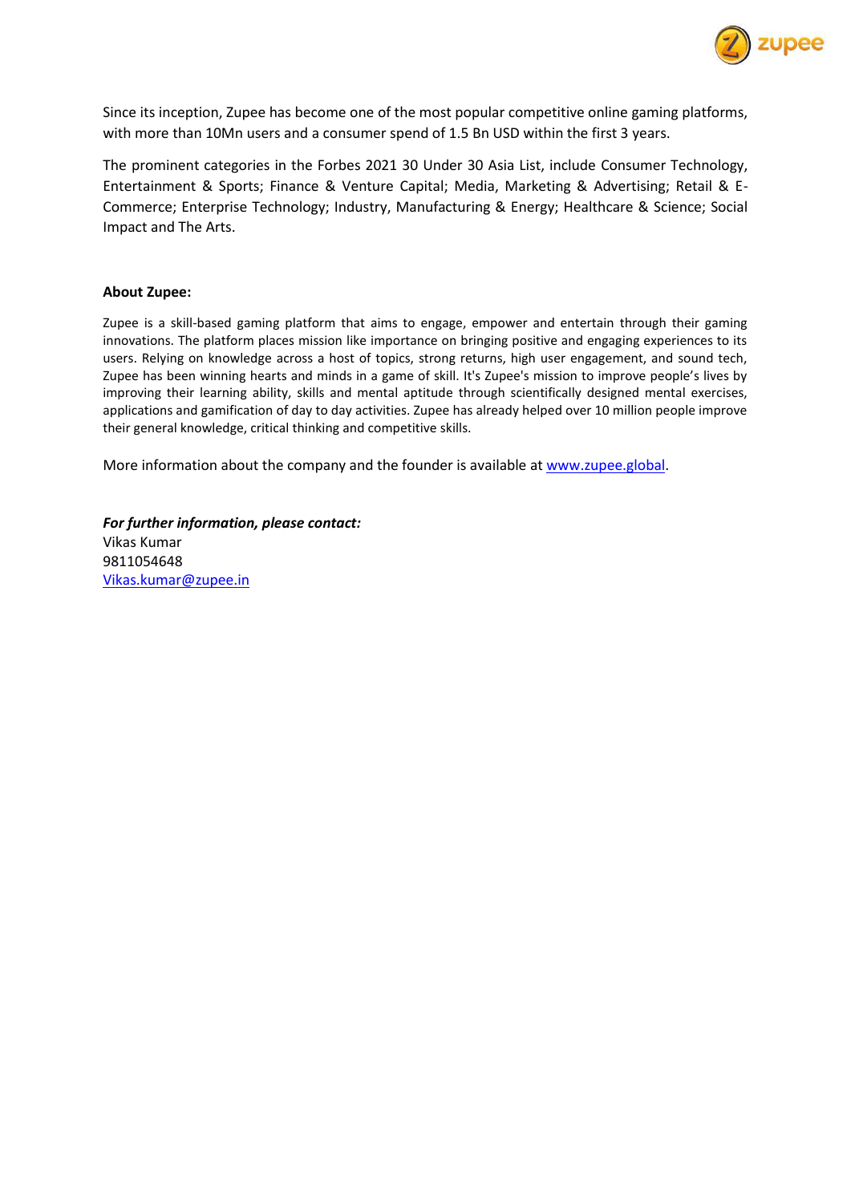Since its inception, Zupee has become one of the most popular competitive online gaming platforms, with more than 10Mn users and a consumer spend of 1.5 Bn USD within the first 3 years.

The prominent categories in the Forbes 2021 30 Under 30 Asia List, include Consumer Technology, Entertainment & Sports; Finance & Venture Capital; Media, Marketing & Advertising; Retail & E-Commerce; Enterprise Technology; Industry, Manufacturing & Energy; Healthcare & Science; Social Impact and The Arts.

**About Zupee:**

Zupee is a skill-based gaming platform that aims to engage, empower and entertain through their gaming innovations. The platform places mission like importance on bringing positive and engaging experiences to its users. Relying on knowledge across a host of topics, strong returns, high user engagement, and sound tech, Zupee has been winning hearts and minds in a game of skill. It's Zupee's mission to improve people's lives by improving their learning ability, skills and mental aptitude through scientifically designed mental exercises, applications and gamification of day to day activities. Zupee has already helped over 10 million people improve their general knowledge, critical thinking and competitive skills.

More information about the company and the founder is available at [www.zupee.global](http://www.zupee.global).

***For further information, please contact:***
Vikas Kumar
9811054648
[Vikas.kumar@zupee.in](mailto:Vikas.kumar@zupee.in)